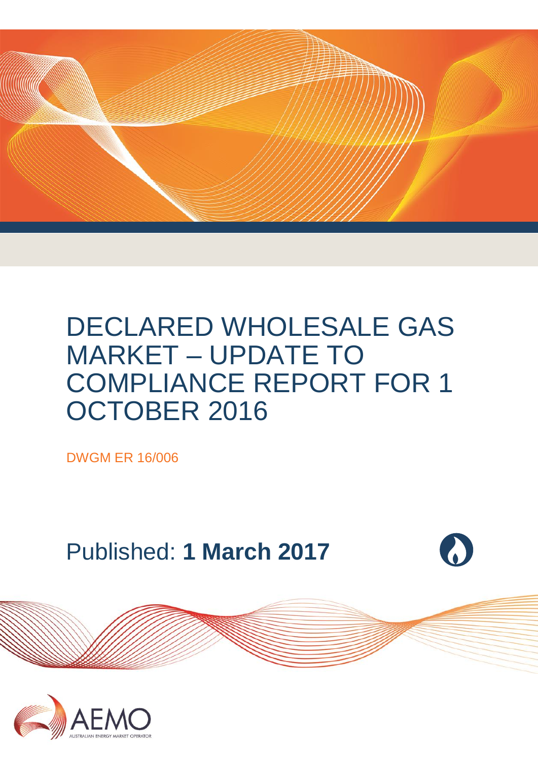# DECLARED WHOLESALE GAS MARKET – UPDATE TO COMPLIANCE REPORT FOR 1 OCTOBER 2016

DWGM ER 16/006

Published: **1 March 2017**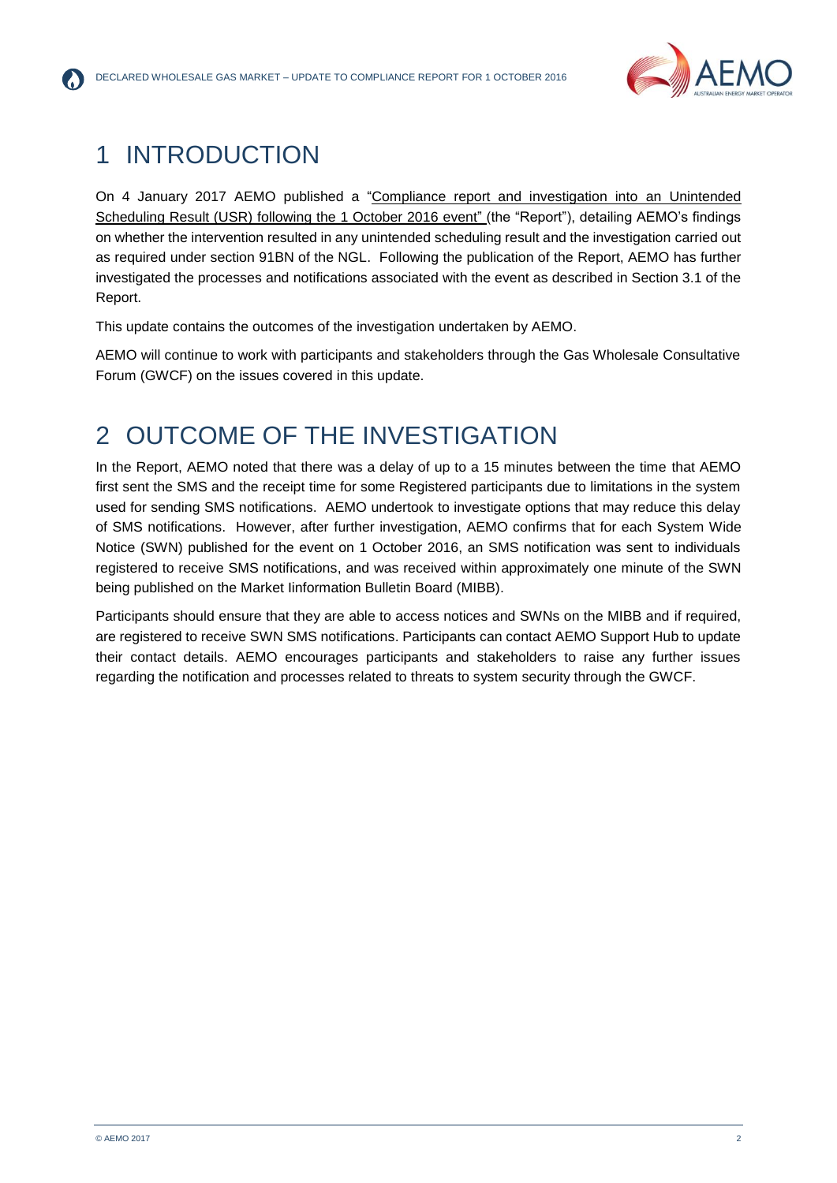# 1 INTRODUCTION

On 4 January 2017 AEMO published a "Compliance report and investigation into an Unintended Scheduling Result (USR) following the 1 October 2016 event" (the "Report"), detailing AEMO's findings on whether the intervention resulted in any unintended scheduling result and the investigation carried out as required under section 91BN of the NGL. Following the publication of the Report, AEMO has further investigated the processes and notifications associated with the event as described in Section 3.1 of the Report.

This update contains the outcomes of the investigation undertaken by AEMO.

AEMO will continue to work with participants and stakeholders through the Gas Wholesale Consultative Forum (GWCF) on the issues covered in this update.

# 2 OUTCOME OF THE INVESTIGATION

In the Report, AEMO noted that there was a delay of up to a 15 minutes between the time that AEMO first sent the SMS and the receipt time for some Registered participants due to limitations in the system used for sending SMS notifications. AEMO undertook to investigate options that may reduce this delay of SMS notifications. However, after further investigation, AEMO confirms that for each System Wide Notice (SWN) published for the event on 1 October 2016, an SMS notification was sent to individuals registered to receive SMS notifications, and was received within approximately one minute of the SWN being published on the Market Iinformation Bulletin Board (MIBB).

Participants should ensure that they are able to access notices and SWNs on the MIBB and if required, are registered to receive SWN SMS notifications. Participants can contact AEMO Support Hub to update their contact details. AEMO encourages participants and stakeholders to raise any further issues regarding the notification and processes related to threats to system security through the GWCF.